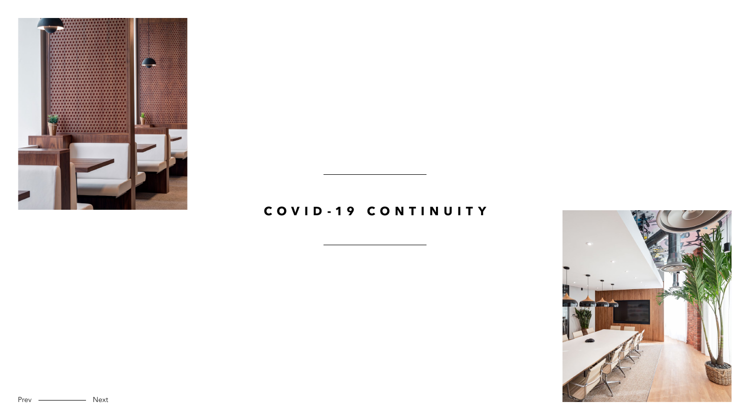# COVID-19 CONTINUITY

Prev Next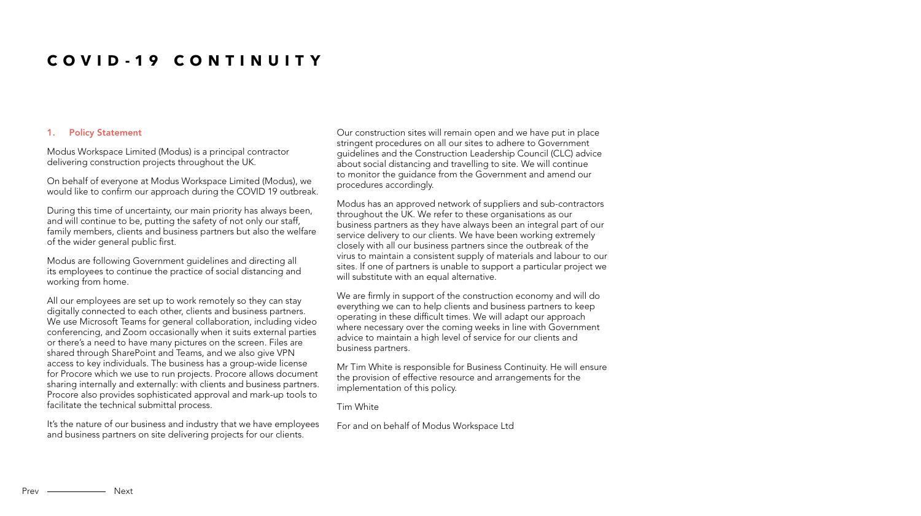# COVID-19 CONTINUITY

## 1. Policy Statement

Modus Workspace Limited (Modus) is a principal contractor delivering construction projects throughout the UK.

On behalf of everyone at Modus Workspace Limited (Modus), we would like to confirm our approach during the COVID 19 outbreak.

During this time of uncertainty, our main priority has always been, and will continue to be, putting the safety of not only our staff, family members, clients and business partners but also the welfare of the wider general public first.

Modus are following Government guidelines and directing all its employees to continue the practice of social distancing and working from home.

All our employees are set up to work remotely so they can stay digitally connected to each other, clients and business partners. We use Microsoft Teams for general collaboration, including video conferencing, and Zoom occasionally when it suits external parties or there's a need to have many pictures on the screen. Files are shared through SharePoint and Teams, and we also give VPN access to key individuals. The business has a group-wide license for Procore which we use to run projects. Procore allows document sharing internally and externally: with clients and business partners. Procore also provides sophisticated approval and mark-up tools to facilitate the technical submittal process.

It's the nature of our business and industry that we have employees and business partners on site delivering projects for our clients.

Our construction sites will remain open and we have put in place stringent procedures on all our sites to adhere to Government guidelines and the Construction Leadership Council (CLC) advice about social distancing and travelling to site. We will continue to monitor the guidance from the Government and amend our procedures accordingly.

Modus has an approved network of suppliers and sub-contractors throughout the UK. We refer to these organisations as our business partners as they have always been an integral part of our service delivery to our clients. We have been working extremely closely with all our business partners since the outbreak of the virus to maintain a consistent supply of materials and labour to our sites. If one of partners is unable to support a particular project we will substitute with an equal alternative.

We are firmly in support of the construction economy and will do everything we can to help clients and business partners to keep operating in these difficult times. We will adapt our approach where necessary over the coming weeks in line with Government advice to maintain a high level of service for our clients and business partners.

Mr Tim White is responsible for Business Continuity. He will ensure the provision of effective resource and arrangements for the implementation of this policy.

Tim White

For and on behalf of Modus Workspace Ltd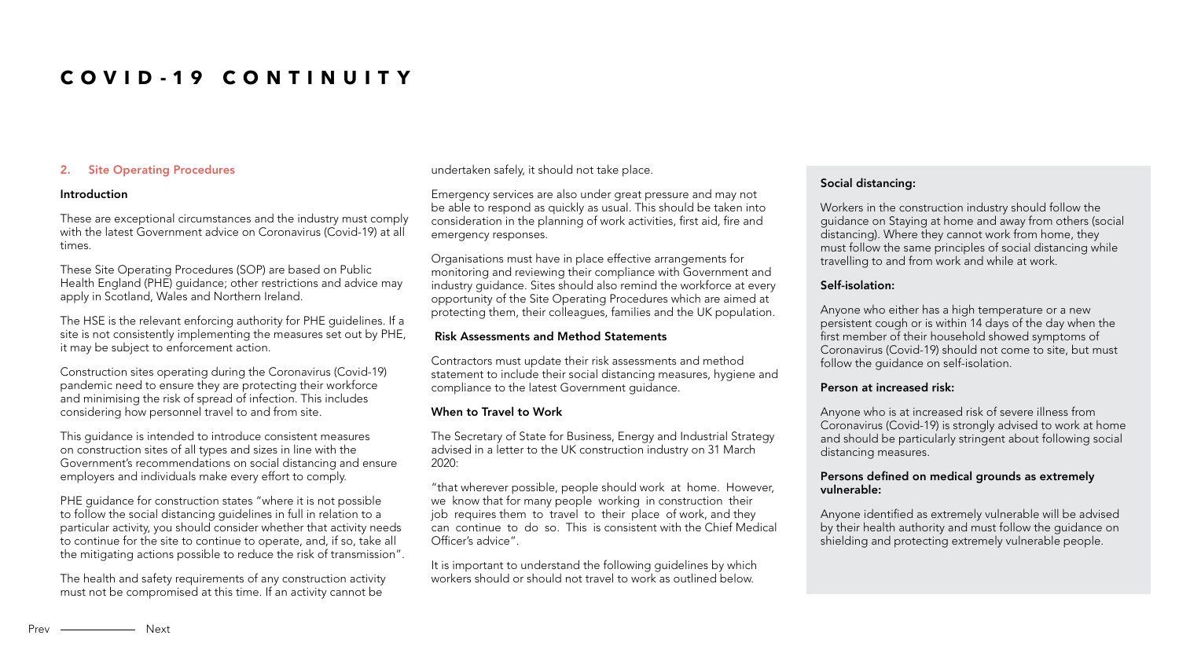# COVID-19 CONTINUITY

## 2. Site Operating Procedures

### Introduction

These are exceptional circumstances and the industry must comply with the latest Government advice on Coronavirus (Covid-19) at all times.

These Site Operating Procedures (SOP) are based on Public Health England (PHE) guidance; other restrictions and advice may apply in Scotland, Wales and Northern Ireland.

The HSE is the relevant enforcing authority for PHE guidelines. If a site is not consistently implementing the measures set out by PHE, it may be subject to enforcement action.

Construction sites operating during the Coronavirus (Covid-19) pandemic need to ensure they are protecting their workforce and minimising the risk of spread of infection. This includes considering how personnel travel to and from site.

This guidance is intended to introduce consistent measures on construction sites of all types and sizes in line with the Government's recommendations on social distancing and ensure employers and individuals make every effort to comply.

PHE guidance for construction states "where it is not possible to follow the social distancing guidelines in full in relation to a particular activity, you should consider whether that activity needs to continue for the site to continue to operate, and, if so, take all the mitigating actions possible to reduce the risk of transmission".

The health and safety requirements of any construction activity must not be compromised at this time. If an activity cannot be undertaken safely, it should not take place.

Emergency services are also under great pressure and may not be able to respond as quickly as usual. This should be taken into consideration in the planning of work activities, first aid, fire and emergency responses.

Organisations must have in place effective arrangements for monitoring and reviewing their compliance with Government and industry guidance. Sites should also remind the workforce at every opportunity of the Site Operating Procedures which are aimed at protecting them, their colleagues, families and the UK population.

### Risk Assessments and Method Statements

Contractors must update their risk assessments and method statement to include their social distancing measures, hygiene and compliance to the latest Government guidance.

### When to Travel to Work

The Secretary of State for Business, Energy and Industrial Strategy advised in a letter to the UK construction industry on 31 March 2020:

"that wherever possible, people should work at home. However, we know that for many people working in construction their job requires them to travel to their place of work, and they can continue to do so. This is consistent with the Chief Medical Officer's advice".

It is important to understand the following guidelines by which workers should or should not travel to work as outlined below.

**Social distancing:**

Workers in the construction industry should follow the guidance on Staying at home and away from others (social distancing). Where they cannot work from home, they must follow the same principles of social distancing while travelling to and from work and while at work.

**Self-isolation:**

Anyone who either has a high temperature or a new persistent cough or is within 14 days of the day when the first member of their household showed symptoms of Coronavirus (Covid-19) should not come to site, but must follow the guidance on self-isolation.

**Person at increased risk:**

Anyone who is at increased risk of severe illness from Coronavirus (Covid-19) is strongly advised to work at home and should be particularly stringent about following social distancing measures.

**Persons defined on medical grounds as extremely vulnerable:**

Anyone identified as extremely vulnerable will be advised by their health authority and must follow the guidance on shielding and protecting extremely vulnerable people.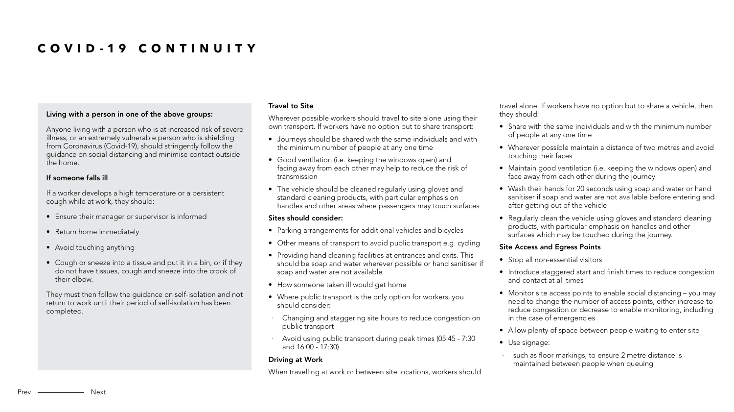# COVID-19 CONTINUITY

**Living with a person in one of the above groups:**

Anyone living with a person who is at increased risk of severe illness, or an extremely vulnerable person who is shielding from Coronavirus (Covid-19), should stringently follow the guidance on social distancing and minimise contact outside the home.

**If someone falls ill**

If a worker develops a high temperature or a persistent cough while at work, they should:

- Ensure their manager or supervisor is informed
- Return home immediately
- Avoid touching anything
- Cough or sneeze into a tissue and put it in a bin, or if they do not have tissues, cough and sneeze into the crook of their elbow.

They must then follow the guidance on self-isolation and not return to work until their period of self-isolation has been completed.

### Travel to Site

Wherever possible workers should travel to site alone using their own transport. If workers have no option but to share transport:

- Journeys should be shared with the same individuals and with the minimum number of people at any one time
- Good ventilation (i.e. keeping the windows open) and facing away from each other may help to reduce the risk of transmission
- The vehicle should be cleaned regularly using gloves and standard cleaning products, with particular emphasis on handles and other areas where passengers may touch surfaces

**Sites should consider:**

- Parking arrangements for additional vehicles and bicycles
- Other means of transport to avoid public transport e.g. cycling
- Providing hand cleaning facilities at entrances and exits. This should be soap and water wherever possible or hand sanitiser if soap and water are not available
- How someone taken ill would get home
- Where public transport is the only option for workers, you should consider:
  - Changing and staggering site hours to reduce congestion on public transport
  - Avoid using public transport during peak times (05:45 - 7:30 and 16:00 - 17:30)

### Driving at Work

When travelling at work or between site locations, workers should travel alone. If workers have no option but to share a vehicle, then they should:

- Share with the same individuals and with the minimum number of people at any one time
- Wherever possible maintain a distance of two metres and avoid touching their faces
- Maintain good ventilation (i.e. keeping the windows open) and face away from each other during the journey
- Wash their hands for 20 seconds using soap and water or hand sanitiser if soap and water are not available before entering and after getting out of the vehicle
- Regularly clean the vehicle using gloves and standard cleaning products, with particular emphasis on handles and other surfaces which may be touched during the journey.

### Site Access and Egress Points

- Stop all non-essential visitors
- Introduce staggered start and finish times to reduce congestion and contact at all times
- Monitor site access points to enable social distancing – you may need to change the number of access points, either increase to reduce congestion or decrease to enable monitoring, including in the case of emergencies
- Allow plenty of space between people waiting to enter site
- Use signage:
  - such as floor markings, to ensure 2 metre distance is maintained between people when queuing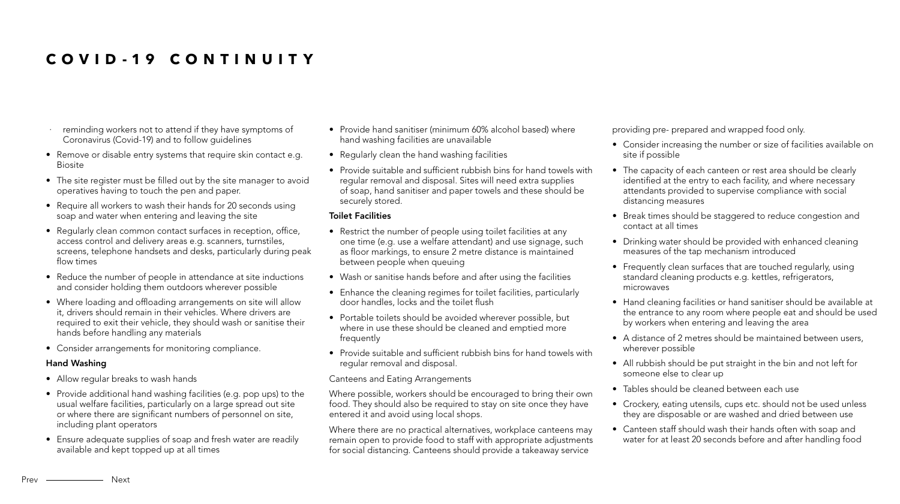# COVID-19 CONTINUITY

- reminding workers not to attend if they have symptoms of Coronavirus (Covid-19) and to follow guidelines
- Remove or disable entry systems that require skin contact e.g. Biosite
- The site register must be filled out by the site manager to avoid operatives having to touch the pen and paper.
- Require all workers to wash their hands for 20 seconds using soap and water when entering and leaving the site
- Regularly clean common contact surfaces in reception, office, access control and delivery areas e.g. scanners, turnstiles, screens, telephone handsets and desks, particularly during peak flow times
- Reduce the number of people in attendance at site inductions and consider holding them outdoors wherever possible
- Where loading and offloading arrangements on site will allow it, drivers should remain in their vehicles. Where drivers are required to exit their vehicle, they should wash or sanitise their hands before handling any materials
- Consider arrangements for monitoring compliance.

**Hand Washing**

- Allow regular breaks to wash hands
- Provide additional hand washing facilities (e.g. pop ups) to the usual welfare facilities, particularly on a large spread out site or where there are significant numbers of personnel on site, including plant operators
- Ensure adequate supplies of soap and fresh water are readily available and kept topped up at all times
- Provide hand sanitiser (minimum 60% alcohol based) where hand washing facilities are unavailable
- Regularly clean the hand washing facilities
- Provide suitable and sufficient rubbish bins for hand towels with regular removal and disposal. Sites will need extra supplies of soap, hand sanitiser and paper towels and these should be securely stored.

**Toilet Facilities**

- Restrict the number of people using toilet facilities at any one time (e.g. use a welfare attendant) and use signage, such as floor markings, to ensure 2 metre distance is maintained between people when queuing
- Wash or sanitise hands before and after using the facilities
- Enhance the cleaning regimes for toilet facilities, particularly door handles, locks and the toilet flush
- Portable toilets should be avoided wherever possible, but where in use these should be cleaned and emptied more frequently
- Provide suitable and sufficient rubbish bins for hand towels with regular removal and disposal.

Canteens and Eating Arrangements

Where possible, workers should be encouraged to bring their own food. They should also be required to stay on site once they have entered it and avoid using local shops.

Where there are no practical alternatives, workplace canteens may remain open to provide food to staff with appropriate adjustments for social distancing. Canteens should provide a takeaway service providing pre- prepared and wrapped food only.

- Consider increasing the number or size of facilities available on site if possible
- The capacity of each canteen or rest area should be clearly identified at the entry to each facility, and where necessary attendants provided to supervise compliance with social distancing measures
- Break times should be staggered to reduce congestion and contact at all times
- Drinking water should be provided with enhanced cleaning measures of the tap mechanism introduced
- Frequently clean surfaces that are touched regularly, using standard cleaning products e.g. kettles, refrigerators, microwaves
- Hand cleaning facilities or hand sanitiser should be available at the entrance to any room where people eat and should be used by workers when entering and leaving the area
- A distance of 2 metres should be maintained between users, wherever possible
- All rubbish should be put straight in the bin and not left for someone else to clear up
- Tables should be cleaned between each use
- Crockery, eating utensils, cups etc. should not be used unless they are disposable or are washed and dried between use
- Canteen staff should wash their hands often with soap and water for at least 20 seconds before and after handling food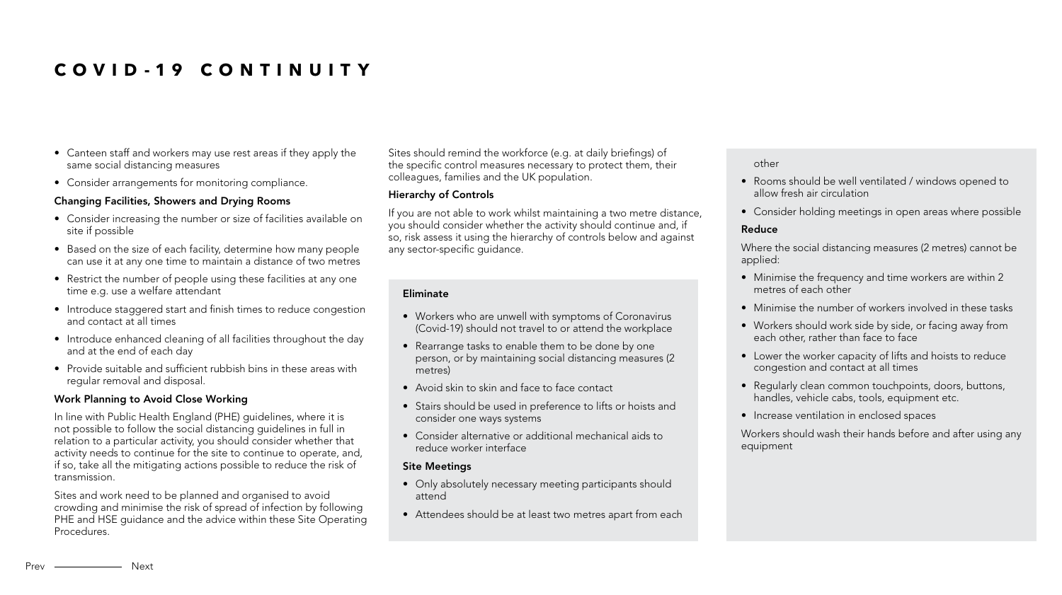# COVID-19 CONTINUITY

- Canteen staff and workers may use rest areas if they apply the same social distancing measures
- Consider arrangements for monitoring compliance.

### Changing Facilities, Showers and Drying Rooms

- Consider increasing the number or size of facilities available on site if possible
- Based on the size of each facility, determine how many people can use it at any one time to maintain a distance of two metres
- Restrict the number of people using these facilities at any one time e.g. use a welfare attendant
- Introduce staggered start and finish times to reduce congestion and contact at all times
- Introduce enhanced cleaning of all facilities throughout the day and at the end of each day
- Provide suitable and sufficient rubbish bins in these areas with regular removal and disposal.

### Work Planning to Avoid Close Working

In line with Public Health England (PHE) guidelines, where it is not possible to follow the social distancing guidelines in full in relation to a particular activity, you should consider whether that activity needs to continue for the site to continue to operate, and, if so, take all the mitigating actions possible to reduce the risk of transmission.

Sites and work need to be planned and organised to avoid crowding and minimise the risk of spread of infection by following PHE and HSE guidance and the advice within these Site Operating Procedures.

Sites should remind the workforce (e.g. at daily briefings) of the specific control measures necessary to protect them, their colleagues, families and the UK population.

### Hierarchy of Controls

If you are not able to work whilst maintaining a two metre distance, you should consider whether the activity should continue and, if so, risk assess it using the hierarchy of controls below and against any sector-specific guidance.

### Eliminate

- Workers who are unwell with symptoms of Coronavirus (Covid-19) should not travel to or attend the workplace
- Rearrange tasks to enable them to be done by one person, or by maintaining social distancing measures (2 metres)
- Avoid skin to skin and face to face contact
- Stairs should be used in preference to lifts or hoists and consider one ways systems
- Consider alternative or additional mechanical aids to reduce worker interface

### Site Meetings

- Only absolutely necessary meeting participants should attend
- Attendees should be at least two metres apart from each other
- Rooms should be well ventilated / windows opened to allow fresh air circulation
- Consider holding meetings in open areas where possible

### Reduce

Where the social distancing measures (2 metres) cannot be applied:

- Minimise the frequency and time workers are within 2 metres of each other
- Minimise the number of workers involved in these tasks
- Workers should work side by side, or facing away from each other, rather than face to face
- Lower the worker capacity of lifts and hoists to reduce congestion and contact at all times
- Regularly clean common touchpoints, doors, buttons, handles, vehicle cabs, tools, equipment etc.
- Increase ventilation in enclosed spaces

Workers should wash their hands before and after using any equipment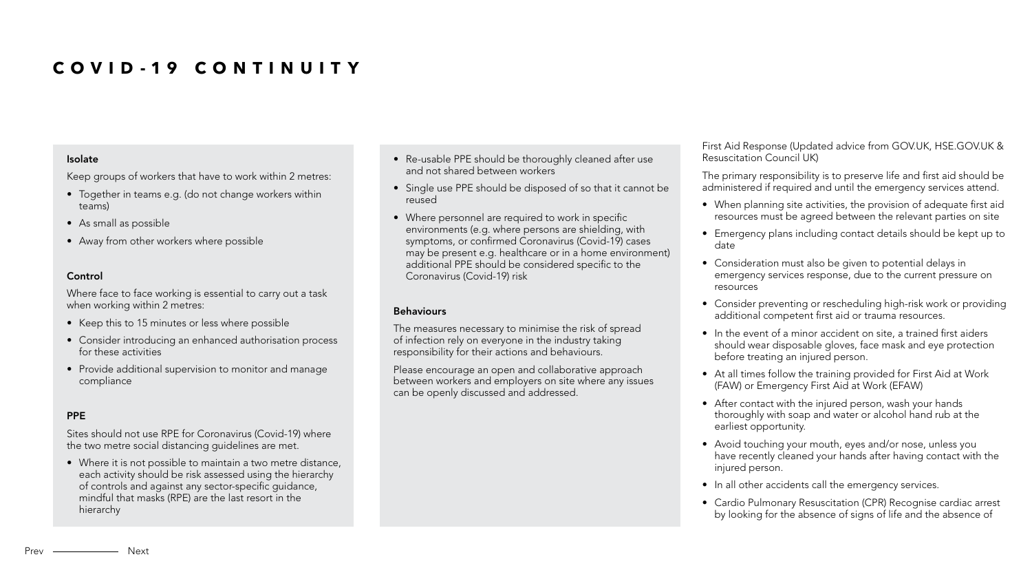# COVID-19 CONTINUITY

**Isolate**

Keep groups of workers that have to work within 2 metres:

- Together in teams e.g. (do not change workers within teams)
- As small as possible
- Away from other workers where possible

**Control**

Where face to face working is essential to carry out a task when working within 2 metres:

- Keep this to 15 minutes or less where possible
- Consider introducing an enhanced authorisation process for these activities
- Provide additional supervision to monitor and manage compliance

**PPE**

Sites should not use RPE for Coronavirus (Covid-19) where the two metre social distancing guidelines are met.

- Where it is not possible to maintain a two metre distance, each activity should be risk assessed using the hierarchy of controls and against any sector-specific guidance, mindful that masks (RPE) are the last resort in the hierarchy
- Re-usable PPE should be thoroughly cleaned after use and not shared between workers
- Single use PPE should be disposed of so that it cannot be reused
- Where personnel are required to work in specific environments (e.g. where persons are shielding, with symptoms, or confirmed Coronavirus (Covid-19) cases may be present e.g. healthcare or in a home environment) additional PPE should be considered specific to the Coronavirus (Covid-19) risk

**Behaviours**

The measures necessary to minimise the risk of spread of infection rely on everyone in the industry taking responsibility for their actions and behaviours.

Please encourage an open and collaborative approach between workers and employers on site where any issues can be openly discussed and addressed.

First Aid Response (Updated advice from GOV.UK, HSE.GOV.UK & Resuscitation Council UK)

The primary responsibility is to preserve life and first aid should be administered if required and until the emergency services attend.

- When planning site activities, the provision of adequate first aid resources must be agreed between the relevant parties on site
- Emergency plans including contact details should be kept up to date
- Consideration must also be given to potential delays in emergency services response, due to the current pressure on resources
- Consider preventing or rescheduling high-risk work or providing additional competent first aid or trauma resources.
- In the event of a minor accident on site, a trained first aiders should wear disposable gloves, face mask and eye protection before treating an injured person.
- At all times follow the training provided for First Aid at Work (FAW) or Emergency First Aid at Work (EFAW)
- After contact with the injured person, wash your hands thoroughly with soap and water or alcohol hand rub at the earliest opportunity.
- Avoid touching your mouth, eyes and/or nose, unless you have recently cleaned your hands after having contact with the injured person.
- In all other accidents call the emergency services.
- Cardio Pulmonary Resuscitation (CPR) Recognise cardiac arrest by looking for the absence of signs of life and the absence of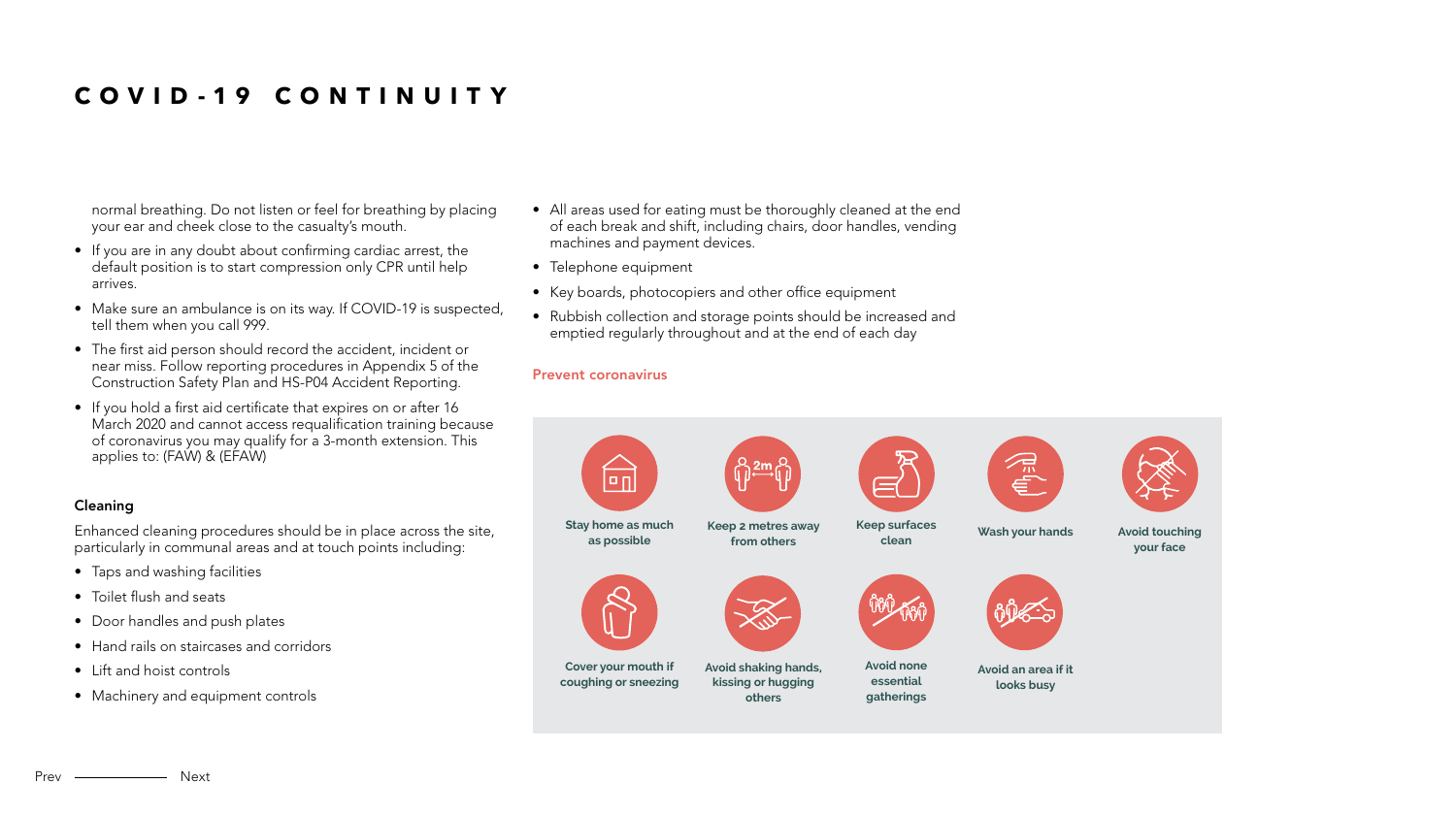normal breathing. Do not listen or feel for breathing by placing your ear and cheek close to the casualty's mouth.

- If you are in any doubt about confirming cardiac arrest, the default position is to start compression only CPR until help arrives.
- Make sure an ambulance is on its way. If COVID-19 is suspected, tell them when you call 999.
- The first aid person should record the accident, incident or near miss. Follow reporting procedures in Appendix 5 of the Construction Safety Plan and HS-P04 Accident Reporting.
- If you hold a first aid certificate that expires on or after 16 March 2020 and cannot access requalification training because of coronavirus you may qualify for a 3-month extension. This applies to: (FAW) & (EFAW)

**Cleaning**

Enhanced cleaning procedures should be in place across the site, particularly in communal areas and at touch points including:

- Taps and washing facilities
- Toilet flush and seats
- Door handles and push plates
- Hand rails on staircases and corridors
- Lift and hoist controls
- Machinery and equipment controls
- All areas used for eating must be thoroughly cleaned at the end of each break and shift, including chairs, door handles, vending machines and payment devices.
- Telephone equipment
- Key boards, photocopiers and other office equipment
- Rubbish collection and storage points should be increased and emptied regularly throughout and at the end of each day

**Prevent coronavirus**

Stay home as much as possible

Keep 2 metres away from others

Keep surfaces clean

Wash your hands

Avoid touching your face

Cover your mouth if coughing or sneezing

Avoid shaking hands, kissing or hugging others

Avoid none essential gatherings

Avoid an area if it looks busy